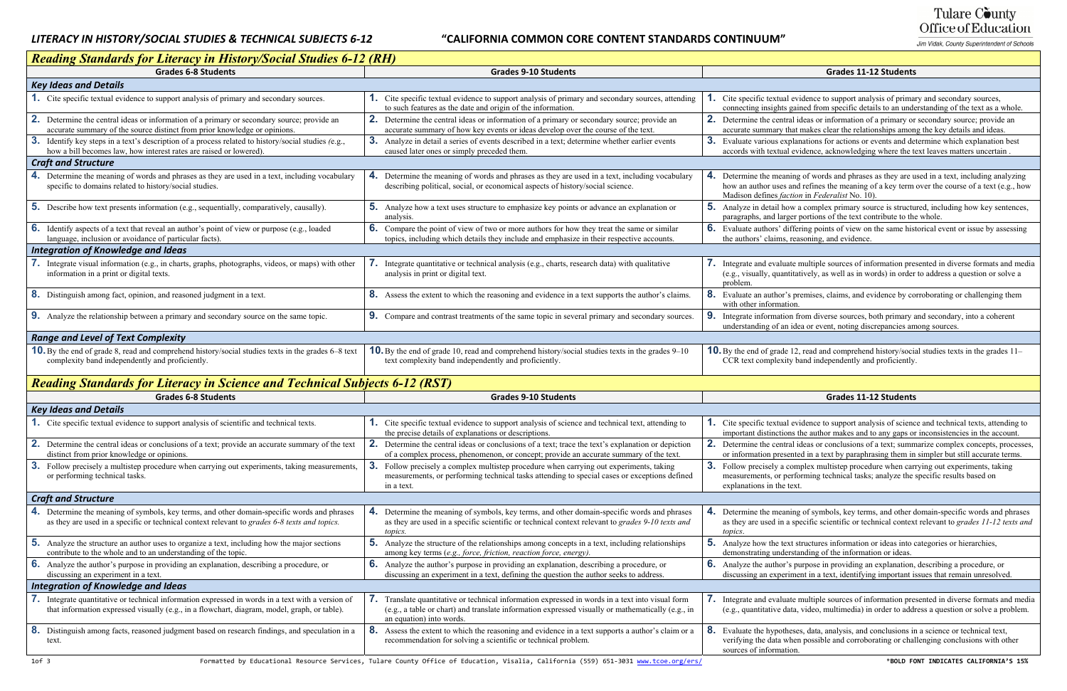**LITERACY IN HISTORY/SOCIAL STUDIES & TECHNICAL SUBJECTS 6-12** **"CALIFORNIA COMMON CORE CONTENT STANDARDS CONTINUUM"**

Tulare County Office of Education
Jim Vidak, County Superintendent of Schools

## Reading Standards for Literacy in History/Social Studies 6-12 (RH)

| Grades 6-8 Students | Grades 9-10 Students | Grades 11-12 Students |
|---|---|---|
| ***Key Ideas and Details*** | | |
| **1.** Cite specific textual evidence to support analysis of primary and secondary sources. | **1.** Cite specific textual evidence to support analysis of primary and secondary sources, attending to such features as the date and origin of the information. | **1.** Cite specific textual evidence to support analysis of primary and secondary sources, connecting insights gained from specific details to an understanding of the text as a whole. |
| **2.** Determine the central ideas or information of a primary or secondary source; provide an accurate summary of the source distinct from prior knowledge or opinions. | **2.** Determine the central ideas or information of a primary or secondary source; provide an accurate summary of how key events or ideas develop over the course of the text. | **2.** Determine the central ideas or information of a primary or secondary source; provide an accurate summary that makes clear the relationships among the key details and ideas. |
| **3.** Identify key steps in a text's description of a process related to history/social studies (e.g., how a bill becomes law, how interest rates are raised or lowered). | **3.** Analyze in detail a series of events described in a text; determine whether earlier events caused later ones or simply preceded them. | **3.** Evaluate various explanations for actions or events and determine which explanation best accords with textual evidence, acknowledging where the text leaves matters uncertain . |
| ***Craft and Structure*** | | |
| **4.** Determine the meaning of words and phrases as they are used in a text, including vocabulary specific to domains related to history/social studies. | **4.** Determine the meaning of words and phrases as they are used in a text, including vocabulary describing political, social, or economical aspects of history/social science. | **4.** Determine the meaning of words and phrases as they are used in a text, including analyzing how an author uses and refines the meaning of a key term over the course of a text (e.g., how Madison defines *faction* in *Federalist* No. 10). |
| **5.** Describe how text presents information (e.g., sequentially, comparatively, causally). | **5.** Analyze how a text uses structure to emphasize key points or advance an explanation or analysis. | **5.** Analyze in detail how a complex primary source is structured, including how key sentences, paragraphs, and larger portions of the text contribute to the whole. |
| **6.** Identify aspects of a text that reveal an author's point of view or purpose (e.g., loaded language, inclusion or avoidance of particular facts). | **6.** Compare the point of view of two or more authors for how they treat the same or similar topics, including which details they include and emphasize in their respective accounts. | **6.** Evaluate authors' differing points of view on the same historical event or issue by assessing the authors' claims, reasoning, and evidence. |
| ***Integration of Knowledge and Ideas*** | | |
| **7.** Integrate visual information (e.g., in charts, graphs, photographs, videos, or maps) with other information in a print or digital texts. | **7.** Integrate quantitative or technical analysis (e.g., charts, research data) with qualitative analysis in print or digital text. | **7.** Integrate and evaluate multiple sources of information presented in diverse formats and media (e.g., visually, quantitatively, as well as in words) in order to address a question or solve a problem. |
| **8.** Distinguish among fact, opinion, and reasoned judgment in a text. | **8.** Assess the extent to which the reasoning and evidence in a text supports the author's claims. | **8.** Evaluate an author's premises, claims, and evidence by corroborating or challenging them with other information. |
| **9.** Analyze the relationship between a primary and secondary source on the same topic. | **9.** Compare and contrast treatments of the same topic in several primary and secondary sources. | **9.** Integrate information from diverse sources, both primary and secondary, into a coherent understanding of an idea or event, noting discrepancies among sources. |
| ***Range and Level of Text Complexity*** | | |
| **10.** By the end of grade 8, read and comprehend history/social studies texts in the grades 6–8 text complexity band independently and proficiently. | **10.** By the end of grade 10, read and comprehend history/social studies texts in the grades 9–10 text complexity band independently and proficiently. | **10.** By the end of grade 12, read and comprehend history/social studies texts in the grades 11–CCR text complexity band independently and proficiently. |

## Reading Standards for Literacy in Science and Technical Subjects 6-12 (RST)

| Grades 6-8 Students | Grades 9-10 Students | Grades 11-12 Students |
|---|---|---|
| ***Key Ideas and Details*** | | |
| **1.** Cite specific textual evidence to support analysis of scientific and technical texts. | **1.** Cite specific textual evidence to support analysis of science and technical text, attending to the precise details of explanations or descriptions. | **1.** Cite specific textual evidence to support analysis of science and technical texts, attending to important distinctions the author makes and to any gaps or inconsistencies in the account. |
| **2.** Determine the central ideas or conclusions of a text; provide an accurate summary of the text distinct from prior knowledge or opinions. | **2.** Determine the central ideas or conclusions of a text; trace the text's explanation or depiction of a complex process, phenomenon, or concept; provide an accurate summary of the text. | **2.** Determine the central ideas or conclusions of a text; summarize complex concepts, processes, or information presented in a text by paraphrasing them in simpler but still accurate terms. |
| **3.** Follow precisely a multistep procedure when carrying out experiments, taking measurements, or performing technical tasks. | **3.** Follow precisely a complex multistep procedure when carrying out experiments, taking measurements, or performing technical tasks attending to special cases or exceptions defined in a text. | **3.** Follow precisely a complex multistep procedure when carrying out experiments, taking measurements, or performing technical tasks; analyze the specific results based on explanations in the text. |
| ***Craft and Structure*** | | |
| **4.** Determine the meaning of symbols, key terms, and other domain-specific words and phrases as they are used in a specific or technical context relevant to *grades 6-8 texts and topics.* | **4.** Determine the meaning of symbols, key terms, and other domain-specific words and phrases as they are used in a specific scientific or technical context relevant to *grades 9-10 texts and topics.* | **4.** Determine the meaning of symbols, key terms, and other domain-specific words and phrases as they are used in a specific scientific or technical context relevant to *grades 11-12 texts and topics*. |
| **5.** Analyze the structure an author uses to organize a text, including how the major sections contribute to the whole and to an understanding of the topic. | **5.** Analyze the structure of the relationships among concepts in a text, including relationships among key terms (*e.g., force, friction, reaction force, energy).* | **5.** Analyze how the text structures information or ideas into categories or hierarchies, demonstrating understanding of the information or ideas. |
| **6.** Analyze the author's purpose in providing an explanation, describing a procedure, or discussing an experiment in a text. | **6.** Analyze the author's purpose in providing an explanation, describing a procedure, or discussing an experiment in a text, defining the question the author seeks to address. | **6.** Analyze the author's purpose in providing an explanation, describing a procedure, or discussing an experiment in a text, identifying important issues that remain unresolved. |
| ***Integration of Knowledge and Ideas*** | | |
| **7.** Integrate quantitative or technical information expressed in words in a text with a version of that information expressed visually (e.g., in a flowchart, diagram, model, graph, or table). | **7.** Translate quantitative or technical information expressed in words in a text into visual form (e.g., a table or chart) and translate information expressed visually or mathematically (e.g., in an equation) into words. | **7.** Integrate and evaluate multiple sources of information presented in diverse formats and media (e.g., quantitative data, video, multimedia) in order to address a question or solve a problem. |
| **8.** Distinguish among facts, reasoned judgment based on research findings, and speculation in a text. | **8.** Assess the extent to which the reasoning and evidence in a text supports a author's claim or a recommendation for solving a scientific or technical problem. | **8.** Evaluate the hypotheses, data, analysis, and conclusions in a science or technical text, verifying the data when possible and corroborating or challenging conclusions with other sources of information. |

Formatted by Educational Resource Services, Tulare County Office of Education, Visalia, California (559) 651-3031 www.tcoe.org/ers/

*BOLD FONT INDICATES CALIFORNIA'S 15%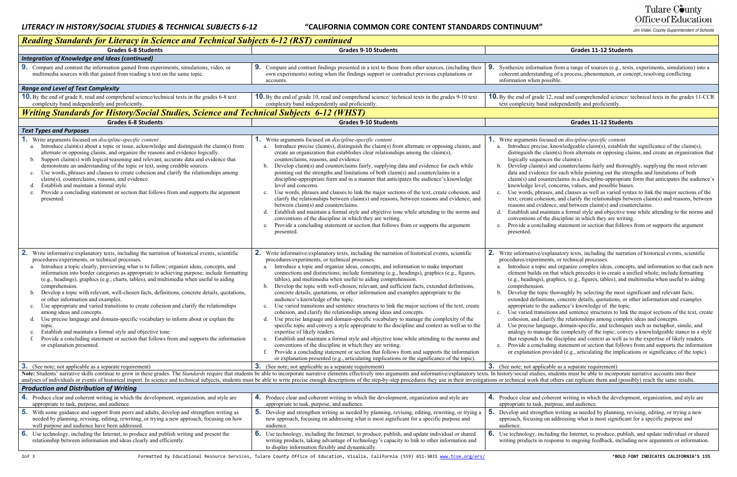## Reading Standards for Literacy in Science and Technical Subjects 6-12 (RST) continued

| Grades 6-8 Students | Grades 9-10 Students | Grades 11-12 Students |
|---|---|---|
| ***Integration of Knowledge and Ideas (continued)*** | | |
| **9.** Compare and contrast the information gained from experiments, simulations, video, or multimedia sources with that gained from reading a text on the same topic. | **9.** Compare and contrast findings presented in a text to those from other sources, (including their own experiments) noting when the findings support or contradict previous explanations or accounts. | **9.** Synthesize information from a range of sources (e.g., texts, experiments, simulations) into a coherent understanding of a process, phenomenon, or concept, resolving conflicting information when possible. |
| ***Range and Level of Text Complexity*** | | |
| **10.** By the end of grade 8, read and comprehend science/technical texts in the grades 6-8 text complexity band independently and proficiently. | **10.** By the end of grade 10, read and comprehend science/ technical texts in the grades 9-10 text complexity band independently and proficiently. | **10.** By the end of grade 12, read and comprehended science/ technical texts in the grades 11-CCR text complexity band independently and proficiently. |

## Writing Standards for History/Social Studies, Science and Technical Subjects 6-12 (WHST)

| Grades 6-8 Students | Grades 9-10 Students | Grades 11-12 Students |
|---|---|---|
| ***Text Types and Purposes*** | | |
| **1.** Write arguments focused on *discipline-specific content* .<br>a. Introduce claim(s) about a topic or issue, acknowledge and distinguish the claim(s) from alternate or opposing claims, and organize the reasons and evidence logically.<br>b. Support claim(s) with logical reasoning and relevant, accurate data and evidence that demonstrate an understanding of the topic or text, using credible sources.<br>c. Use words, phrases and clauses to create cohesion and clarify the relationships among claim(s), counterclaims, reasons, and evidence.<br>d. Establish and maintain a formal style.<br>e. Provide a concluding statement or section that follows from and supports the argument presented. | **1.** Write arguments focused on *discipline-specific content* .<br>a. Introduce precise claim(s), distinguish the claim(s) from alternate or opposing claims, and create an organization that establishes clear relationships among the claim(s), counterclaims, reasons, and evidence.<br>b. Develop claim(s) and counterclaims fairly, supplying data and evidence for each while pointing out the strengths and limitations of both claim(s) and counterclaims in a discipline-appropriate form and in a manner that anticipates the audience's knowledge level and concerns.<br>c. Use words, phrases and clauses to link the major sections of the text, create cohesion, and clarify the relationships between claim(s) and reasons, between reasons and evidence, and between claim(s) and counterclaims.<br>d. Establish and maintain a formal style and objective tone while attending to the norms and conventions of the discipline in which they are writing.<br>e. Provide a concluding statement or section that follows from or supports the argument presented. | **1.** Write arguments focused on *discipline-specific content.*<br>a. Introduce precise, knowledgeable claim(s), establish the significance of the claim(s), distinguish the claim(s) from alternate or opposing claims, and create an organization that logically sequences the claim(s).<br>b. Develop claim(s) and counterclaims fairly and thoroughly, supplying the most relevant data and evidence for each while pointing out the strengths and limitations of both claim(s) and counterclaims in a discipline-appropriate form that anticipates the audience's knowledge level, concerns, values, and possible biases.<br>c. Use words, phrases, and clauses as well as varied syntax to link the major sections of the text, create cohesion, and clarify the relationships between claim(s) and reasons, between reasons and evidence, and between claim(s) and counterclaims.<br>d. Establish and maintain a formal style and objective tone while attending to the norms and conventions of the discipline in which they are writing.<br>e. Provide a concluding statement or section that follows from or supports the argument presented. |
| **2.** Write informative/explanatory texts, including the narration of historical events, scientific procedures/experiments, or technical processes.<br>a. Introduce a topic clearly, previewing what is to follow; organize ideas, concepts, and information into border categories as appropriate to achieving purpose; include formatting (e.g., headings), graphics (e.g., charts, tables), and multimedia when useful to aiding comprehension.<br>b. Develop a topic with relevant, well-chosen facts, definitions, concrete details, quotations, or other information and examples.<br>c. Use appropriate and varied transitions to create cohesion and clarify the relationships among ideas and concepts.<br>d. Use precise language and domain-specific vocabulary to inform about or explain the topic.<br>e. Establish and maintain a formal style and objective tone<br>f. Provide a concluding statement or section that follows from and supports the information or explanation presented. | **2.** Write informative/explanatory texts, including the narration of historical events, scientific procedures/experiments, or technical processes.<br>a. Introduce a topic and organize ideas, concepts, and information to make important connections and distinctions; include formatting (e.g., headings), graphics (e.g., figures, tables), and multimedia when useful to aiding comprehension.<br>b. Develop the topic with well-chosen, relevant, and sufficient facts, extended definitions, concrete details, quotations, or other information and examples appropriate to the audience's knowledge of the topic.<br>c. Use varied transitions and sentence structures to link the major sections of the text, create cohesion, and clarify the relationships among ideas and concepts.<br>d. Use precise language and domain-specific vocabulary to manage the complexity of the specific topic and convey a style appropriate to the discipline and context as well as to the expertise of likely readers.<br>e. Establish and maintain a formal style and objective tone while attending to the norms and conventions of the discipline in which they are writing.<br>f. Provide a concluding statement or section that follows from and supports the information or explanation presented (e.g., articulating implications or the significance of the topic). | **2.** Write informative/explanatory texts, including the narration of historical events, scientific procedures/experiments, or technical processes.<br>a. Introduce a topic and organize complex ideas, concepts, and information so that each new element builds on that which precedes it to create a unified whole; include formatting (e.g., headings), graphics, (e.g., figures, tables), and multimedia when useful to aiding comprehension.<br>b. Develop the topic thoroughly by selecting the most significant and relevant facts, extended definitions, concrete details, quotations, or other information and examples appropriate to the audience's knowledge of the topic.<br>c. Use varied transitions and sentence structures to link the major sections of the text, create cohesion, and clarify the relationships among complex ideas and concepts.<br>d. Use precise language, domain-specific, and techniques such as metaphor, simile, and analogy to manage the complexity of the topic; convey a knowledgeable stance in a style that responds to the discipline and context as well as to the expertise of likely readers.<br>e. Provide a concluding statement or section that follows from and supports the information or explanation provided (e.g., articulating the implications or significance of the topic). |
| **3.** (See note; not applicable as a separate requirement) | **3.** (See note; not applicable as a separate requirement) | **3.** (See note; not applicable as a separate requirement) |
| **Note:** Students' narrative skills continue to grow in these grades. The *Standards* require that students be able to incorporate narrative elements effectively into arguments and informative/explanatory texts. In history/social studies, students must be able to incorporate narrative accounts into their analyses of individuals or events of historical import. In science and technical subjects, students must be able to write precise enough descriptions of the step-by-step procedures they use in their investigations or technical work that others can replicate them and (possibly) reach the same results. | | |
| ***Production and Distribution of Writing*** | | |
| **4.** Produce clear and coherent writing in which the development, organization, and style are appropriate to task, purpose, and audience. | **4.** Produce clear and coherent writing in which the development, organization and style are appropriate to task, purpose, and audience. | **4.** Produce clear and coherent writing in which the development, organization, and style are appropriate to task, purpose, and audience. |
| **5.** With some guidance and support from peers and adults, develop and strengthen writing as needed by planning, revising, editing, rewriting, or trying a new approach, focusing on how well purpose and audience have been addressed. | **5.** Develop and strengthen writing as needed by planning, revising, editing, rewriting, or trying a new approach, focusing on addressing what is most significant for a specific purpose and audience. | **5.** Develop and strengthen writing as needed by planning, revising, editing, or trying a new approach, focusing on addressing what is most significant for a specific purpose and audience. |
| **6.** Use technology, including the Internet, to produce and publish writing and present the relationship between information and ideas clearly and efficiently. | **6.** Use technology, including the Internet, to produce, publish, and update individual or shared writing products, taking advantage of technology's capacity to link to other information and to display information flexibly and dynamically. | **6.** Use technology, including the Internet, to produce, publish, and update individual or shared writing products in response to ongoing feedback, including new arguments or information. |

*BOLD FONT INDICATES CALIFORNIA'S 15%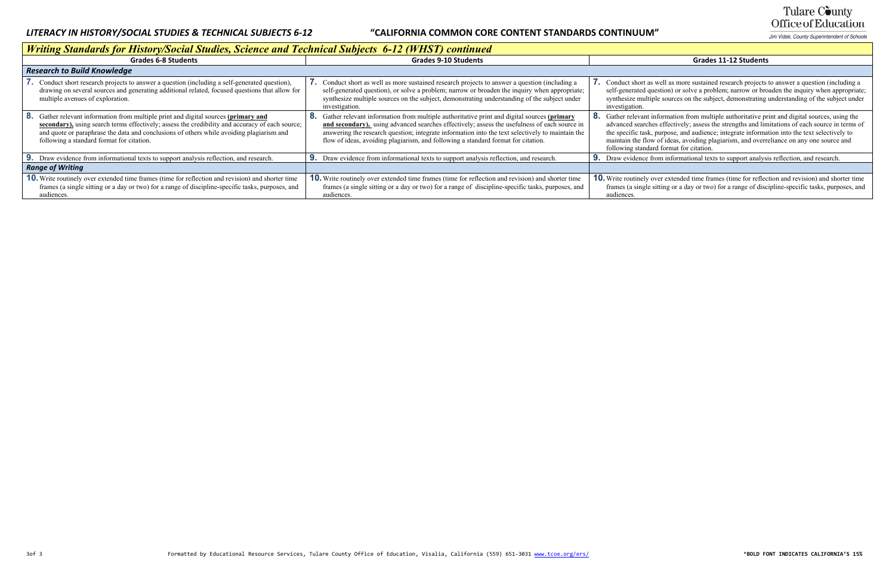## Writing Standards for History/Social Studies, Science and Technical Subjects 6-12 (WHST) *continued*

| Grades 6-8 Students | Grades 9-10 Students | Grades 11-12 Students |
|---|---|---|
| ***Research to Build Knowledge*** | | |
| **7.** Conduct short research projects to answer a question (including a self-generated question), drawing on several sources and generating additional related, focused questions that allow for multiple avenues of exploration. | **7.** Conduct short as well as more sustained research projects to answer a question (including a self-generated question), or solve a problem; narrow or broaden the inquiry when appropriate; synthesize multiple sources on the subject, demonstrating understanding of the subject under investigation. | **7.** Conduct short as well as more sustained research projects to answer a question (including a self-generated question) or solve a problem; narrow or broaden the inquiry when appropriate; synthesize multiple sources on the subject, demonstrating understanding of the subject under investigation. |
| **8.** Gather relevant information from multiple print and digital sources **(primary and secondary),** using search terms effectively; assess the credibility and accuracy of each source; and quote or paraphrase the data and conclusions of others while avoiding plagiarism and following a standard format for citation. | **8.** Gather relevant information from multiple authoritative print and digital sources **(primary and secondary),** using advanced searches effectively; assess the usefulness of each source in answering the research question; integrate information into the text selectively to maintain the flow of ideas, avoiding plagiarism, and following a standard format for citation. | **8.** Gather relevant information from multiple authoritative print and digital sources, using the advanced searches effectively; assess the strengths and limitations of each source in terms of the specific task, purpose, and audience; integrate information into the text selectively to maintain the flow of ideas, avoiding plagiarism, and overreliance on any one source and following standard format for citation. |
| **9.** Draw evidence from informational texts to support analysis reflection, and research. | **9.** Draw evidence from informational texts to support analysis reflection, and research. | **9.** Draw evidence from informational texts to support analysis reflection, and research. |
| ***Range of Writing*** | | |
| **10.** Write routinely over extended time frames (time for reflection and revision) and shorter time frames (a single sitting or a day or two) for a range of discipline-specific tasks, purposes, and audiences. | **10.** Write routinely over extended time frames (time for reflection and revision) and shorter time frames (a single sitting or a day or two) for a range of discipline-specific tasks, purposes, and audiences. | **10.** Write routinely over extended time frames (time for reflection and revision) and shorter time frames (a single sitting or a day or two) for a range of discipline-specific tasks, purposes, and audiences. |

*BOLD FONT INDICATES CALIFORNIA'S 15%